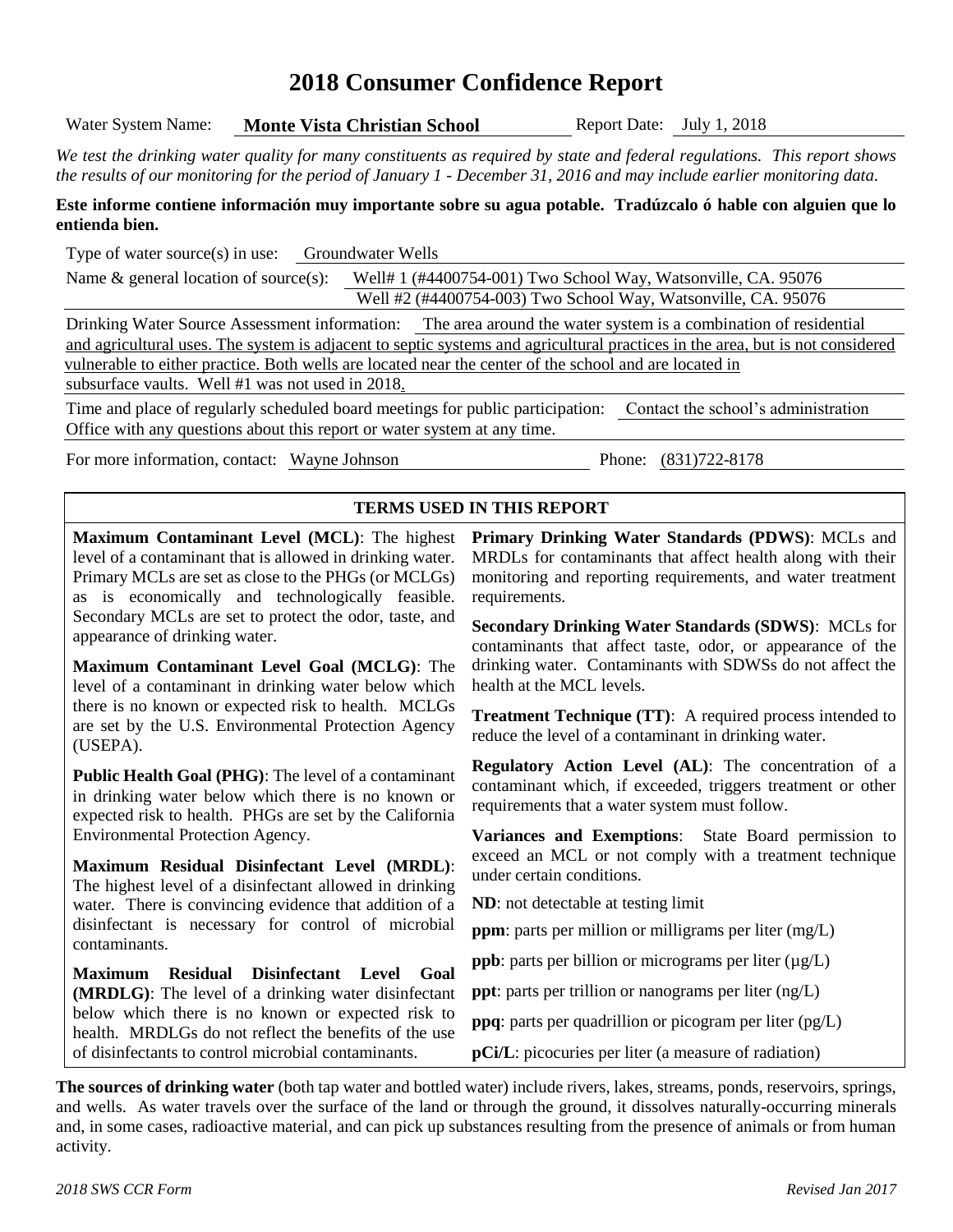# 2018 Consumer Confidence Report

Water System Name: **Monte Vista Christian School** Report Date: July 1, 2018

*We test the drinking water quality for many constituents as required by state and federal regulations. This report shows the results of our monitoring for the period of January 1 - December 31, 2016 and may include earlier monitoring data.*

**Este informe contiene información muy importante sobre su agua potable. Tradúzcalo ó hable con alguien que lo entienda bien.**

Type of water source(s) in use: Groundwater Wells

Name & general location of source(s): Well# 1 (#4400754-001) Two School Way, Watsonville, CA. 95076
Well #2 (#4400754-003) Two School Way, Watsonville, CA. 95076

Drinking Water Source Assessment information: The area around the water system is a combination of residential and agricultural uses. The system is adjacent to septic systems and agricultural practices in the area, but is not considered vulnerable to either practice. Both wells are located near the center of the school and are located in subsurface vaults. Well #1 was not used in 2018.

Time and place of regularly scheduled board meetings for public participation: Contact the school's administration Office with any questions about this report or water system at any time.

For more information, contact: Wayne Johnson Phone: (831)722-8178

## TERMS USED IN THIS REPORT

**Maximum Contaminant Level (MCL)**: The highest level of a contaminant that is allowed in drinking water. Primary MCLs are set as close to the PHGs (or MCLGs) as is economically and technologically feasible. Secondary MCLs are set to protect the odor, taste, and appearance of drinking water.

**Maximum Contaminant Level Goal (MCLG)**: The level of a contaminant in drinking water below which there is no known or expected risk to health. MCLGs are set by the U.S. Environmental Protection Agency (USEPA).

**Public Health Goal (PHG)**: The level of a contaminant in drinking water below which there is no known or expected risk to health. PHGs are set by the California Environmental Protection Agency.

**Maximum Residual Disinfectant Level (MRDL)**: The highest level of a disinfectant allowed in drinking water. There is convincing evidence that addition of a disinfectant is necessary for control of microbial contaminants.

**Maximum Residual Disinfectant Level Goal (MRDLG)**: The level of a drinking water disinfectant below which there is no known or expected risk to health. MRDLGs do not reflect the benefits of the use of disinfectants to control microbial contaminants.

**Primary Drinking Water Standards (PDWS)**: MCLs and MRDLs for contaminants that affect health along with their monitoring and reporting requirements, and water treatment requirements.

**Secondary Drinking Water Standards (SDWS)**: MCLs for contaminants that affect taste, odor, or appearance of the drinking water. Contaminants with SDWSs do not affect the health at the MCL levels.

**Treatment Technique (TT)**: A required process intended to reduce the level of a contaminant in drinking water.

**Regulatory Action Level (AL)**: The concentration of a contaminant which, if exceeded, triggers treatment or other requirements that a water system must follow.

**Variances and Exemptions**: State Board permission to exceed an MCL or not comply with a treatment technique under certain conditions.

**ND**: not detectable at testing limit

**ppm**: parts per million or milligrams per liter (mg/L)

**ppb**: parts per billion or micrograms per liter (µg/L)

**ppt**: parts per trillion or nanograms per liter (ng/L)

**ppq**: parts per quadrillion or picogram per liter (pg/L)

**pCi/L**: picocuries per liter (a measure of radiation)

**The sources of drinking water** (both tap water and bottled water) include rivers, lakes, streams, ponds, reservoirs, springs, and wells. As water travels over the surface of the land or through the ground, it dissolves naturally-occurring minerals and, in some cases, radioactive material, and can pick up substances resulting from the presence of animals or from human activity.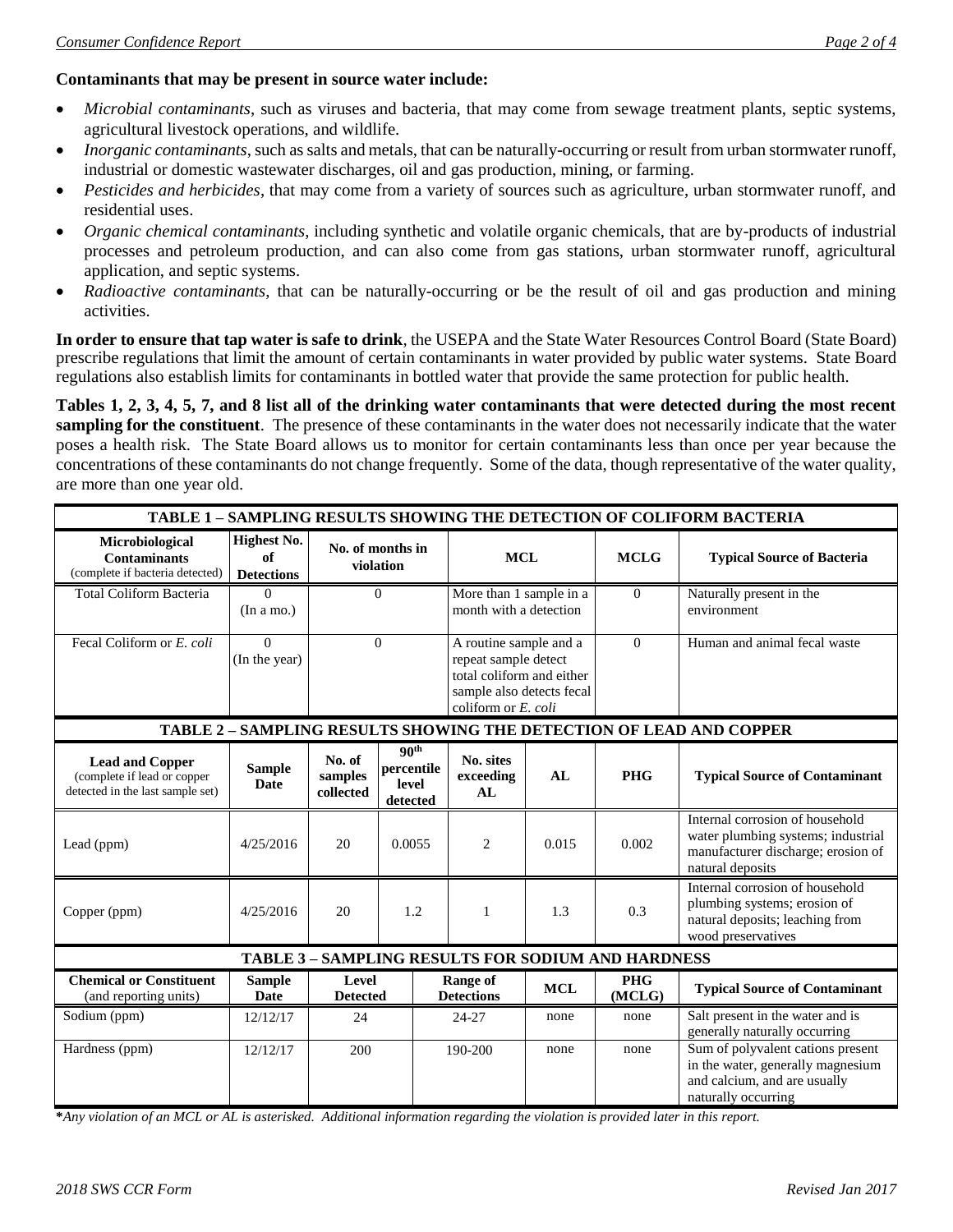**Contaminants that may be present in source water include:**

- *Microbial contaminants*, such as viruses and bacteria, that may come from sewage treatment plants, septic systems, agricultural livestock operations, and wildlife.
- *Inorganic contaminants*, such as salts and metals, that can be naturally-occurring or result from urban stormwater runoff, industrial or domestic wastewater discharges, oil and gas production, mining, or farming.
- *Pesticides and herbicides*, that may come from a variety of sources such as agriculture, urban stormwater runoff, and residential uses.
- *Organic chemical contaminants*, including synthetic and volatile organic chemicals, that are by-products of industrial processes and petroleum production, and can also come from gas stations, urban stormwater runoff, agricultural application, and septic systems.
- *Radioactive contaminants*, that can be naturally-occurring or be the result of oil and gas production and mining activities.

**In order to ensure that tap water is safe to drink**, the USEPA and the State Water Resources Control Board (State Board) prescribe regulations that limit the amount of certain contaminants in water provided by public water systems. State Board regulations also establish limits for contaminants in bottled water that provide the same protection for public health.

**Tables 1, 2, 3, 4, 5, 7, and 8 list all of the drinking water contaminants that were detected during the most recent sampling for the constituent**. The presence of these contaminants in the water does not necessarily indicate that the water poses a health risk. The State Board allows us to monitor for certain contaminants less than once per year because the concentrations of these contaminants do not change frequently. Some of the data, though representative of the water quality, are more than one year old.

**TABLE 1 – SAMPLING RESULTS SHOWING THE DETECTION OF COLIFORM BACTERIA**

| Microbiological Contaminants (complete if bacteria detected) | Highest No. of Detections | No. of months in violation | MCL | MCLG | Typical Source of Bacteria |
|---|---|---|---|---|---|
| Total Coliform Bacteria | 0 (In a mo.) | 0 | More than 1 sample in a month with a detection | 0 | Naturally present in the environment |
| Fecal Coliform or *E. coli* | 0 (In the year) | 0 | A routine sample and a repeat sample detect total coliform and either sample also detects fecal coliform or *E. coli* | 0 | Human and animal fecal waste |

**TABLE 2 – SAMPLING RESULTS SHOWING THE DETECTION OF LEAD AND COPPER**

| Lead and Copper (complete if lead or copper detected in the last sample set) | Sample Date | No. of samples collected | 90th percentile level detected | No. sites exceeding AL | AL | PHG | Typical Source of Contaminant |
|---|---|---|---|---|---|---|---|
| Lead (ppm) | 4/25/2016 | 20 | 0.0055 | 2 | 0.015 | 0.002 | Internal corrosion of household water plumbing systems; industrial manufacturer discharge; erosion of natural deposits |
| Copper (ppm) | 4/25/2016 | 20 | 1.2 | 1 | 1.3 | 0.3 | Internal corrosion of household plumbing systems; erosion of natural deposits; leaching from wood preservatives |

**TABLE 3 – SAMPLING RESULTS FOR SODIUM AND HARDNESS**

| Chemical or Constituent (and reporting units) | Sample Date | Level Detected | Range of Detections | MCL | PHG (MCLG) | Typical Source of Contaminant |
|---|---|---|---|---|---|---|
| Sodium (ppm) | 12/12/17 | 24 | 24-27 | none | none | Salt present in the water and is generally naturally occurring |
| Hardness (ppm) | 12/12/17 | 200 | 190-200 | none | none | Sum of polyvalent cations present in the water, generally magnesium and calcium, and are usually naturally occurring |

*Any violation of an MCL or AL is asterisked. Additional information regarding the violation is provided later in this report.*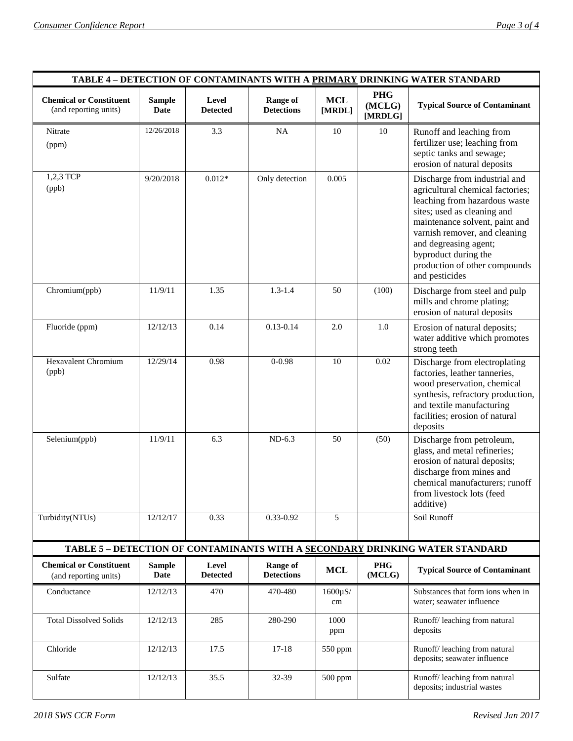| TABLE 4 – DETECTION OF CONTAMINANTS WITH A PRIMARY DRINKING WATER STANDARD | | | | | | |
|---|---|---|---|---|---|---|
| **Chemical or Constituent** (and reporting units) | **Sample Date** | **Level Detected** | **Range of Detections** | **MCL [MRDL]** | **PHG (MCLG) [MRDLG]** | **Typical Source of Contaminant** |
| Nitrate (ppm) | 12/26/2018 | 3.3 | NA | 10 | 10 | Runoff and leaching from fertilizer use; leaching from septic tanks and sewage; erosion of natural deposits |
| 1,2,3 TCP (ppb) | 9/20/2018 | 0.012* | Only detection | 0.005 | | Discharge from industrial and agricultural chemical factories; leaching from hazardous waste sites; used as cleaning and maintenance solvent, paint and varnish remover, and cleaning and degreasing agent; byproduct during the production of other compounds and pesticides |
| Chromium(ppb) | 11/9/11 | 1.35 | 1.3-1.4 | 50 | (100) | Discharge from steel and pulp mills and chrome plating; erosion of natural deposits |
| Fluoride (ppm) | 12/12/13 | 0.14 | 0.13-0.14 | 2.0 | 1.0 | Erosion of natural deposits; water additive which promotes strong teeth |
| Hexavalent Chromium (ppb) | 12/29/14 | 0.98 | 0-0.98 | 10 | 0.02 | Discharge from electroplating factories, leather tanneries, wood preservation, chemical synthesis, refractory production, and textile manufacturing facilities; erosion of natural deposits |
| Selenium(ppb) | 11/9/11 | 6.3 | ND-6.3 | 50 | (50) | Discharge from petroleum, glass, and metal refineries; erosion of natural deposits; discharge from mines and chemical manufacturers; runoff from livestock lots (feed additive) |
| Turbidity(NTUs) | 12/12/17 | 0.33 | 0.33-0.92 | 5 | | Soil Runoff |

| TABLE 5 – DETECTION OF CONTAMINANTS WITH A SECONDARY DRINKING WATER STANDARD | | | | | | |
|---|---|---|---|---|---|---|
| **Chemical or Constituent** (and reporting units) | **Sample Date** | **Level Detected** | **Range of Detections** | **MCL** | **PHG (MCLG)** | **Typical Source of Contaminant** |
| Conductance | 12/12/13 | 470 | 470-480 | 1600µS/cm | | Substances that form ions when in water; seawater influence |
| Total Dissolved Solids | 12/12/13 | 285 | 280-290 | 1000 ppm | | Runoff/ leaching from natural deposits |
| Chloride | 12/12/13 | 17.5 | 17-18 | 550 ppm | | Runoff/ leaching from natural deposits; seawater influence |
| Sulfate | 12/12/13 | 35.5 | 32-39 | 500 ppm | | Runoff/ leaching from natural deposits; industrial wastes |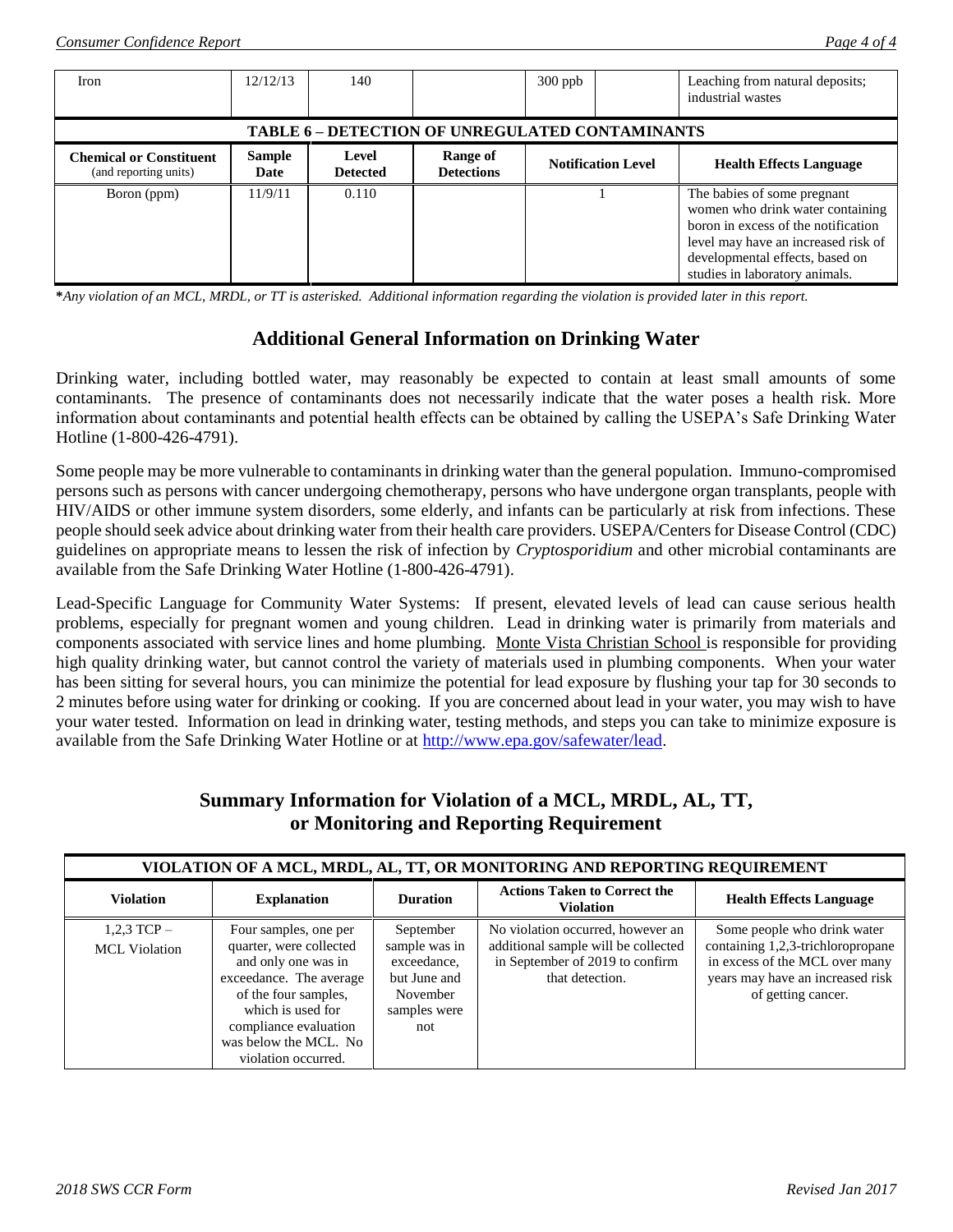| Iron | 12/12/13 | 140 | | 300 ppb | | Leaching from natural deposits; industrial wastes |
|---|---|---|---|---|---|---|

**TABLE 6 – DETECTION OF UNREGULATED CONTAMINANTS**

| Chemical or Constituent (and reporting units) | Sample Date | Level Detected | Range of Detections | Notification Level | Health Effects Language |
|---|---|---|---|---|---|
| Boron (ppm) | 11/9/11 | 0.110 | | 1 | The babies of some pregnant women who drink water containing boron in excess of the notification level may have an increased risk of developmental effects, based on studies in laboratory animals. |

***Any violation of an MCL, MRDL, or TT is asterisked. Additional information regarding the violation is provided later in this report.***

## Additional General Information on Drinking Water

Drinking water, including bottled water, may reasonably be expected to contain at least small amounts of some contaminants. The presence of contaminants does not necessarily indicate that the water poses a health risk. More information about contaminants and potential health effects can be obtained by calling the USEPA's Safe Drinking Water Hotline (1-800-426-4791).

Some people may be more vulnerable to contaminants in drinking water than the general population. Immuno-compromised persons such as persons with cancer undergoing chemotherapy, persons who have undergone organ transplants, people with HIV/AIDS or other immune system disorders, some elderly, and infants can be particularly at risk from infections. These people should seek advice about drinking water from their health care providers. USEPA/Centers for Disease Control (CDC) guidelines on appropriate means to lessen the risk of infection by *Cryptosporidium* and other microbial contaminants are available from the Safe Drinking Water Hotline (1-800-426-4791).

Lead-Specific Language for Community Water Systems: If present, elevated levels of lead can cause serious health problems, especially for pregnant women and young children. Lead in drinking water is primarily from materials and components associated with service lines and home plumbing. Monte Vista Christian School is responsible for providing high quality drinking water, but cannot control the variety of materials used in plumbing components. When your water has been sitting for several hours, you can minimize the potential for lead exposure by flushing your tap for 30 seconds to 2 minutes before using water for drinking or cooking. If you are concerned about lead in your water, you may wish to have your water tested. Information on lead in drinking water, testing methods, and steps you can take to minimize exposure is available from the Safe Drinking Water Hotline or at http://www.epa.gov/safewater/lead.

## Summary Information for Violation of a MCL, MRDL, AL, TT, or Monitoring and Reporting Requirement

**VIOLATION OF A MCL, MRDL, AL, TT, OR MONITORING AND REPORTING REQUIREMENT**

| Violation | Explanation | Duration | Actions Taken to Correct the Violation | Health Effects Language |
|---|---|---|---|---|
| 1,2,3 TCP – MCL Violation | Four samples, one per quarter, were collected and only one was in exceedance. The average of the four samples, which is used for compliance evaluation was below the MCL. No violation occurred. | September sample was in exceedance, but June and November samples were not | No violation occurred, however an additional sample will be collected in September of 2019 to confirm that detection. | Some people who drink water containing 1,2,3-trichloropropane in excess of the MCL over many years may have an increased risk of getting cancer. |